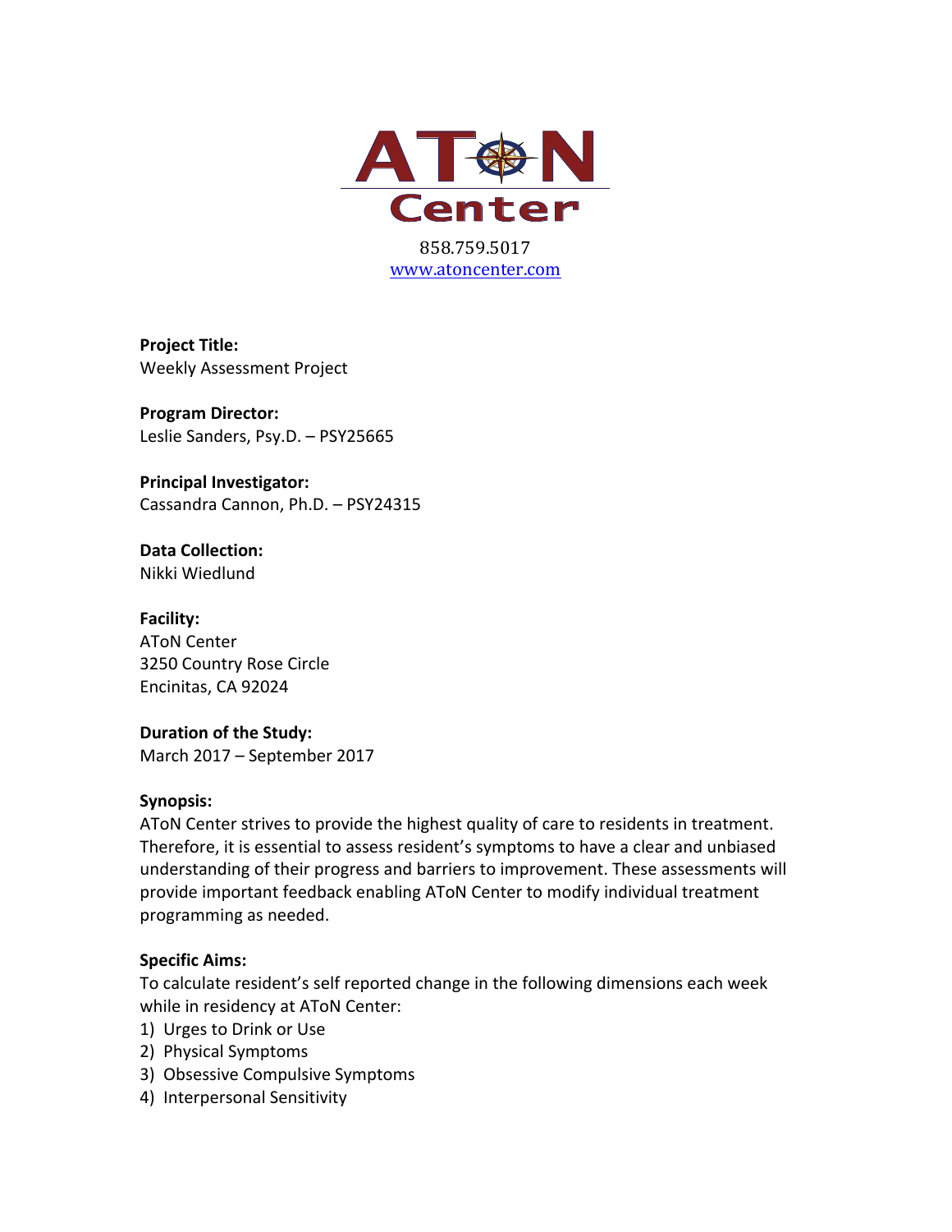# AToN Center

858.759.5017
www.atoncenter.com

**Project Title:**
Weekly Assessment Project

**Program Director:**
Leslie Sanders, Psy.D. – PSY25665

**Principal Investigator:**
Cassandra Cannon, Ph.D. – PSY24315

**Data Collection:**
Nikki Wiedlund

**Facility:**
AToN Center
3250 Country Rose Circle
Encinitas, CA 92024

**Duration of the Study:**
March 2017 – September 2017

**Synopsis:**
AToN Center strives to provide the highest quality of care to residents in treatment. Therefore, it is essential to assess resident's symptoms to have a clear and unbiased understanding of their progress and barriers to improvement. These assessments will provide important feedback enabling AToN Center to modify individual treatment programming as needed.

**Specific Aims:**
To calculate resident's self reported change in the following dimensions each week while in residency at AToN Center:

1) Urges to Drink or Use
2) Physical Symptoms
3) Obsessive Compulsive Symptoms
4) Interpersonal Sensitivity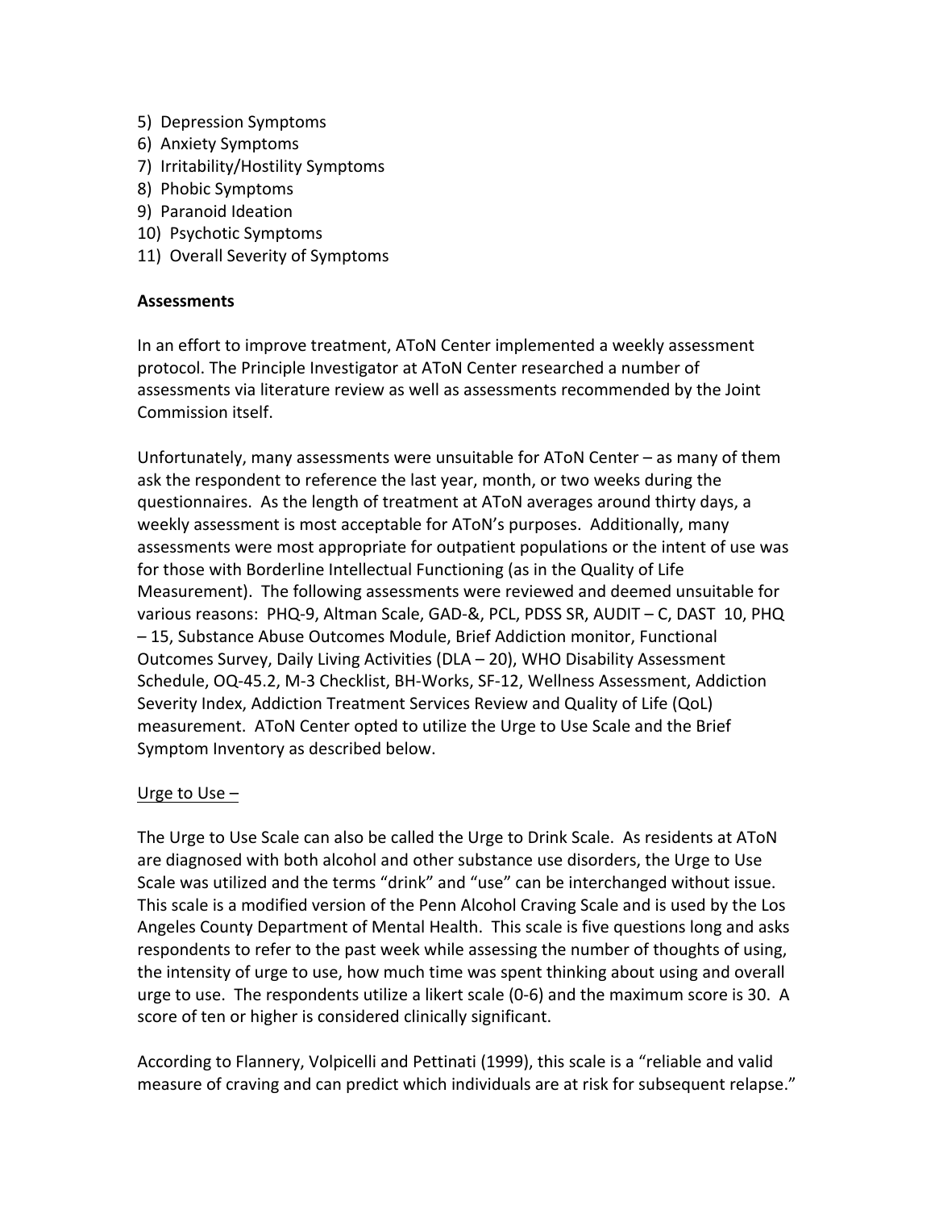5) Depression Symptoms
6) Anxiety Symptoms
7) Irritability/Hostility Symptoms
8) Phobic Symptoms
9) Paranoid Ideation
10) Psychotic Symptoms
11) Overall Severity of Symptoms

**Assessments**

In an effort to improve treatment, AToN Center implemented a weekly assessment protocol. The Principle Investigator at AToN Center researched a number of assessments via literature review as well as assessments recommended by the Joint Commission itself.

Unfortunately, many assessments were unsuitable for AToN Center – as many of them ask the respondent to reference the last year, month, or two weeks during the questionnaires. As the length of treatment at AToN averages around thirty days, a weekly assessment is most acceptable for AToN's purposes. Additionally, many assessments were most appropriate for outpatient populations or the intent of use was for those with Borderline Intellectual Functioning (as in the Quality of Life Measurement). The following assessments were reviewed and deemed unsuitable for various reasons: PHQ-9, Altman Scale, GAD-&, PCL, PDSS SR, AUDIT – C, DAST 10, PHQ – 15, Substance Abuse Outcomes Module, Brief Addiction monitor, Functional Outcomes Survey, Daily Living Activities (DLA – 20), WHO Disability Assessment Schedule, OQ-45.2, M-3 Checklist, BH-Works, SF-12, Wellness Assessment, Addiction Severity Index, Addiction Treatment Services Review and Quality of Life (QoL) measurement. AToN Center opted to utilize the Urge to Use Scale and the Brief Symptom Inventory as described below.

<u>Urge to Use –</u>

The Urge to Use Scale can also be called the Urge to Drink Scale. As residents at AToN are diagnosed with both alcohol and other substance use disorders, the Urge to Use Scale was utilized and the terms "drink" and "use" can be interchanged without issue. This scale is a modified version of the Penn Alcohol Craving Scale and is used by the Los Angeles County Department of Mental Health. This scale is five questions long and asks respondents to refer to the past week while assessing the number of thoughts of using, the intensity of urge to use, how much time was spent thinking about using and overall urge to use. The respondents utilize a likert scale (0-6) and the maximum score is 30. A score of ten or higher is considered clinically significant.

According to Flannery, Volpicelli and Pettinati (1999), this scale is a "reliable and valid measure of craving and can predict which individuals are at risk for subsequent relapse."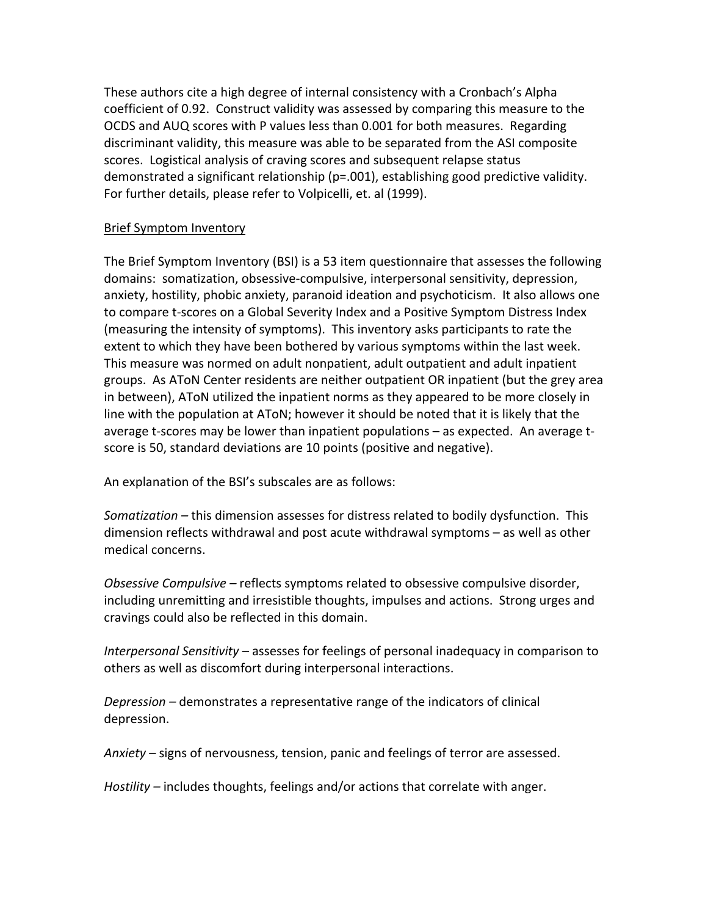These authors cite a high degree of internal consistency with a Cronbach's Alpha coefficient of 0.92. Construct validity was assessed by comparing this measure to the OCDS and AUQ scores with P values less than 0.001 for both measures. Regarding discriminant validity, this measure was able to be separated from the ASI composite scores. Logistical analysis of craving scores and subsequent relapse status demonstrated a significant relationship ($p=.001$), establishing good predictive validity. For further details, please refer to Volpicelli, et. al (1999).

<u>Brief Symptom Inventory</u>

The Brief Symptom Inventory (BSI) is a 53 item questionnaire that assesses the following domains: somatization, obsessive-compulsive, interpersonal sensitivity, depression, anxiety, hostility, phobic anxiety, paranoid ideation and psychoticism. It also allows one to compare t-scores on a Global Severity Index and a Positive Symptom Distress Index (measuring the intensity of symptoms). This inventory asks participants to rate the extent to which they have been bothered by various symptoms within the last week. This measure was normed on adult nonpatient, adult outpatient and adult inpatient groups. As AToN Center residents are neither outpatient OR inpatient (but the grey area in between), AToN utilized the inpatient norms as they appeared to be more closely in line with the population at AToN; however it should be noted that it is likely that the average t-scores may be lower than inpatient populations – as expected. An average t-score is 50, standard deviations are 10 points (positive and negative).

An explanation of the BSI's subscales are as follows:

*Somatization* – this dimension assesses for distress related to bodily dysfunction. This dimension reflects withdrawal and post acute withdrawal symptoms – as well as other medical concerns.

*Obsessive Compulsive* – reflects symptoms related to obsessive compulsive disorder, including unremitting and irresistible thoughts, impulses and actions. Strong urges and cravings could also be reflected in this domain.

*Interpersonal Sensitivity* – assesses for feelings of personal inadequacy in comparison to others as well as discomfort during interpersonal interactions.

*Depression* – demonstrates a representative range of the indicators of clinical depression.

*Anxiety* – signs of nervousness, tension, panic and feelings of terror are assessed.

*Hostility* – includes thoughts, feelings and/or actions that correlate with anger.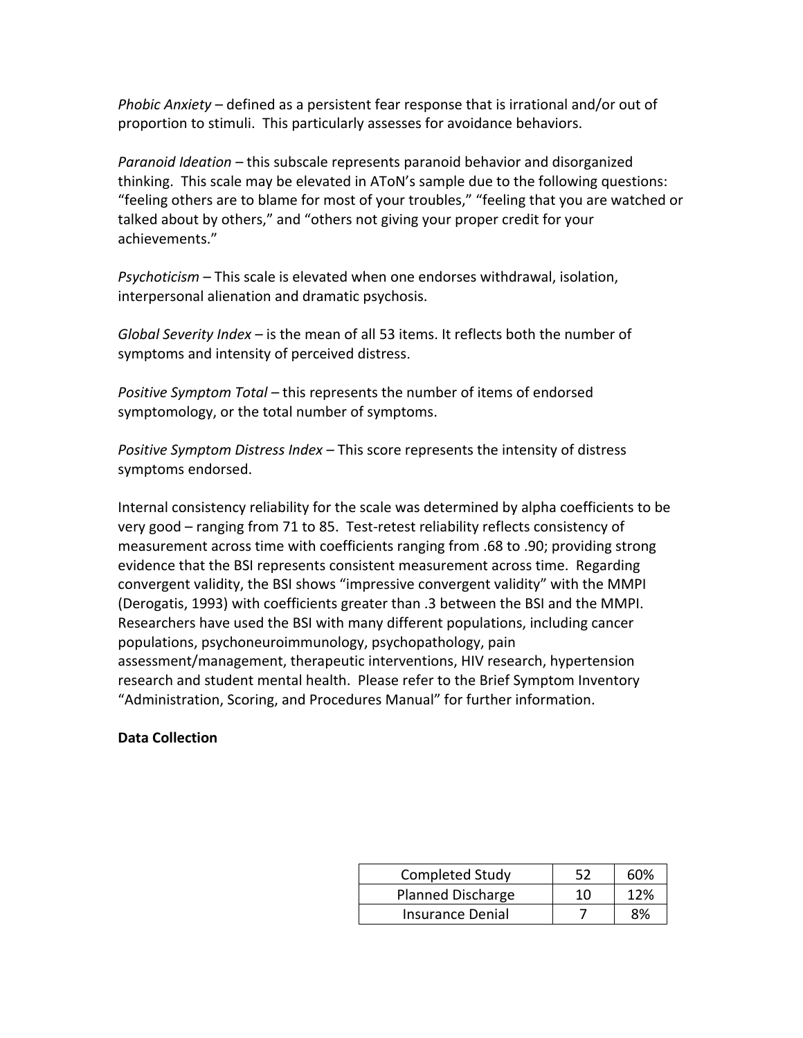*Phobic Anxiety* – defined as a persistent fear response that is irrational and/or out of proportion to stimuli. This particularly assesses for avoidance behaviors.

*Paranoid Ideation* – this subscale represents paranoid behavior and disorganized thinking. This scale may be elevated in AToN's sample due to the following questions: "feeling others are to blame for most of your troubles," "feeling that you are watched or talked about by others," and "others not giving your proper credit for your achievements."

*Psychoticism* – This scale is elevated when one endorses withdrawal, isolation, interpersonal alienation and dramatic psychosis.

*Global Severity Index* – is the mean of all 53 items. It reflects both the number of symptoms and intensity of perceived distress.

*Positive Symptom Total* – this represents the number of items of endorsed symptomology, or the total number of symptoms.

*Positive Symptom Distress Index* – This score represents the intensity of distress symptoms endorsed.

Internal consistency reliability for the scale was determined by alpha coefficients to be very good – ranging from 71 to 85. Test-retest reliability reflects consistency of measurement across time with coefficients ranging from .68 to .90; providing strong evidence that the BSI represents consistent measurement across time. Regarding convergent validity, the BSI shows "impressive convergent validity" with the MMPI (Derogatis, 1993) with coefficients greater than .3 between the BSI and the MMPI. Researchers have used the BSI with many different populations, including cancer populations, psychoneuroimmunology, psychopathology, pain assessment/management, therapeutic interventions, HIV research, hypertension research and student mental health. Please refer to the Brief Symptom Inventory "Administration, Scoring, and Procedures Manual" for further information.

**Data Collection**

| | | |
|---|---|---|
| Completed Study | 52 | 60% |
| Planned Discharge | 10 | 12% |
| Insurance Denial | 7 | 8% |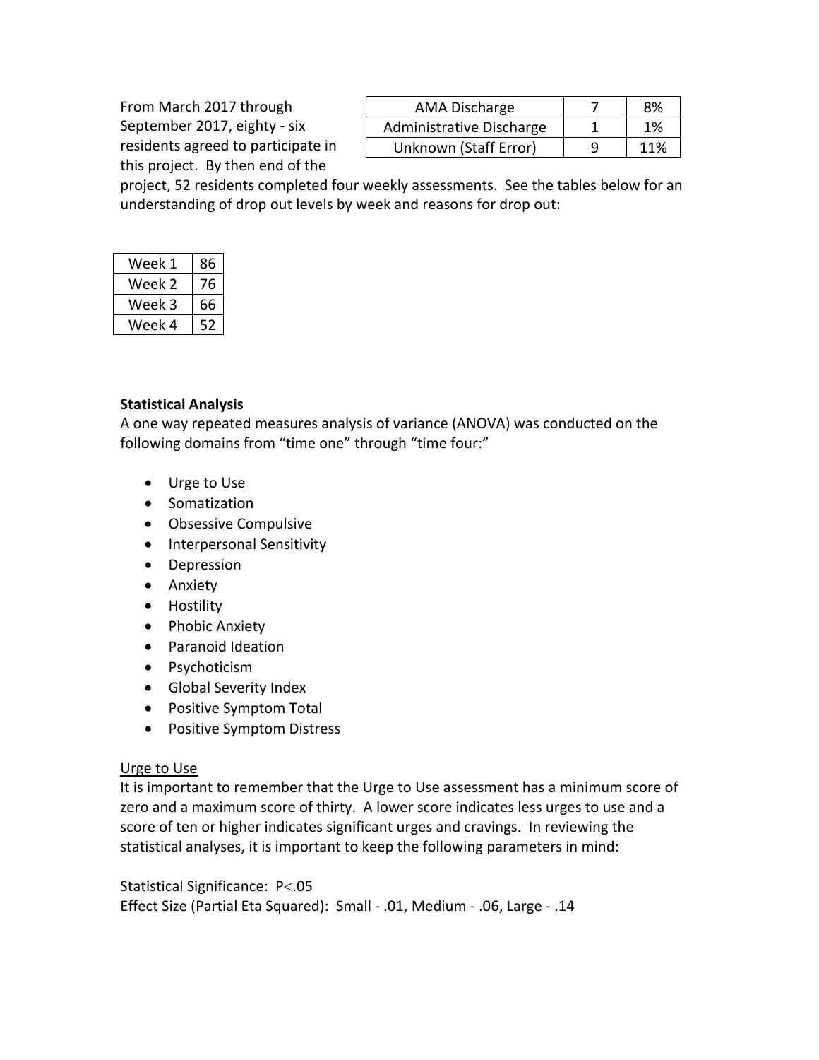From March 2017 through September 2017, eighty - six residents agreed to participate in this project. By then end of the project, 52 residents completed four weekly assessments. See the tables below for an understanding of drop out levels by week and reasons for drop out:

| AMA Discharge | 7 | 8% |
|---|---|---|
| Administrative Discharge | 1 | 1% |
| Unknown (Staff Error) | 9 | 11% |

| Week 1 | 86 |
|---|---|
| Week 2 | 76 |
| Week 3 | 66 |
| Week 4 | 52 |

**Statistical Analysis**

A one way repeated measures analysis of variance (ANOVA) was conducted on the following domains from "time one" through "time four:"

- Urge to Use
- Somatization
- Obsessive Compulsive
- Interpersonal Sensitivity
- Depression
- Anxiety
- Hostility
- Phobic Anxiety
- Paranoid Ideation
- Psychoticism
- Global Severity Index
- Positive Symptom Total
- Positive Symptom Distress

Urge to Use

It is important to remember that the Urge to Use assessment has a minimum score of zero and a maximum score of thirty. A lower score indicates less urges to use and a score of ten or higher indicates significant urges and cravings. In reviewing the statistical analyses, it is important to keep the following parameters in mind:

Statistical Significance: $P<.05$

Effect Size (Partial Eta Squared): Small - .01, Medium - .06, Large - .14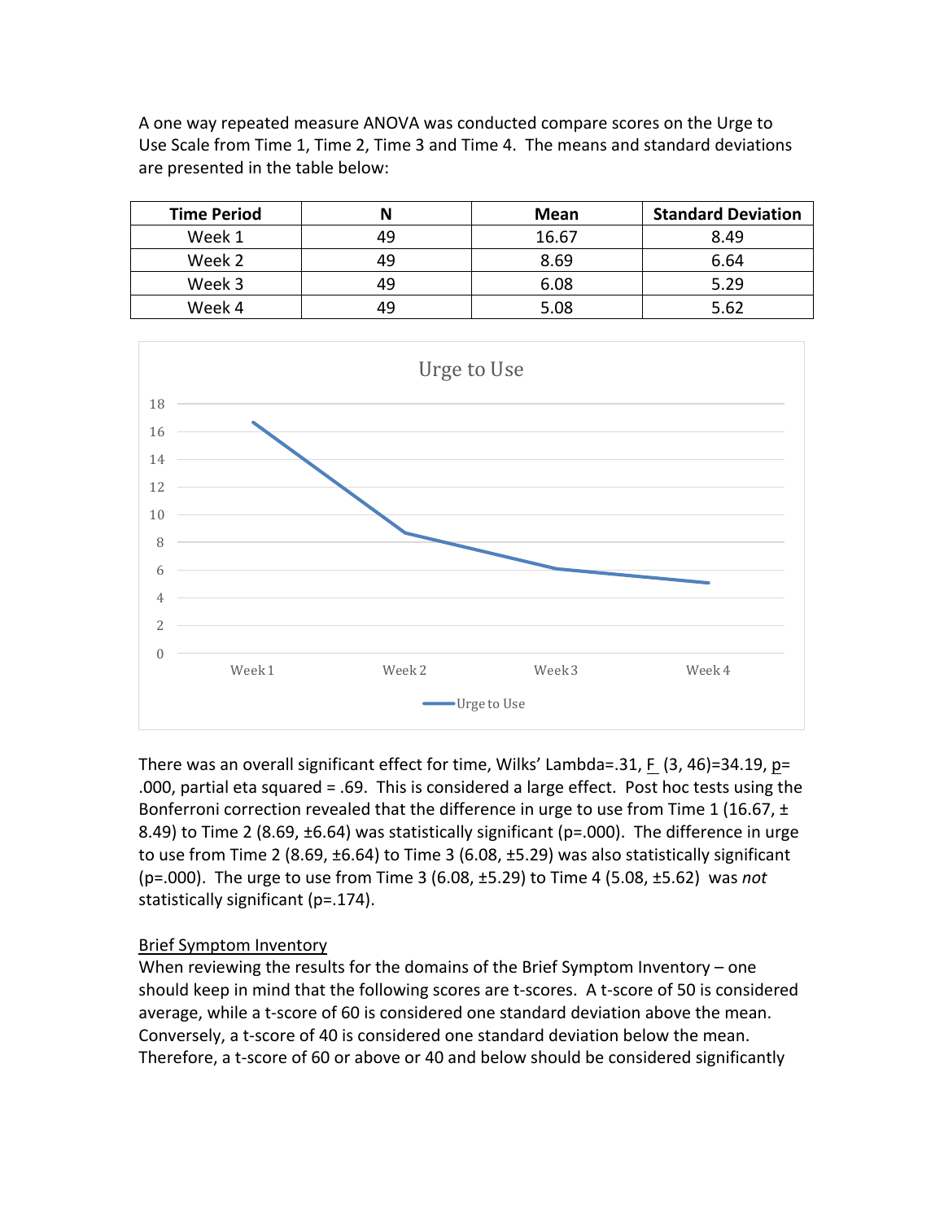A one way repeated measure ANOVA was conducted compare scores on the Urge to Use Scale from Time 1, Time 2, Time 3 and Time 4. The means and standard deviations are presented in the table below:

| Time Period | N | Mean | Standard Deviation |
|---|---|---|---|
| Week 1 | 49 | 16.67 | 8.49 |
| Week 2 | 49 | 8.69 | 6.64 |
| Week 3 | 49 | 6.08 | 5.29 |
| Week 4 | 49 | 5.08 | 5.62 |

There was an overall significant effect for time, Wilks' Lambda=.31, $F$ (3, 46)=34.19, $p$= .000, partial eta squared = .69. This is considered a large effect. Post hoc tests using the Bonferroni correction revealed that the difference in urge to use from Time 1 (16.67, ± 8.49) to Time 2 (8.69, ±6.64) was statistically significant (p=.000). The difference in urge to use from Time 2 (8.69, ±6.64) to Time 3 (6.08, ±5.29) was also statistically significant (p=.000). The urge to use from Time 3 (6.08, ±5.29) to Time 4 (5.08, ±5.62) was *not* statistically significant (p=.174).

Brief Symptom Inventory

When reviewing the results for the domains of the Brief Symptom Inventory – one should keep in mind that the following scores are t-scores. A t-score of 50 is considered average, while a t-score of 60 is considered one standard deviation above the mean. Conversely, a t-score of 40 is considered one standard deviation below the mean. Therefore, a t-score of 60 or above or 40 and below should be considered significantly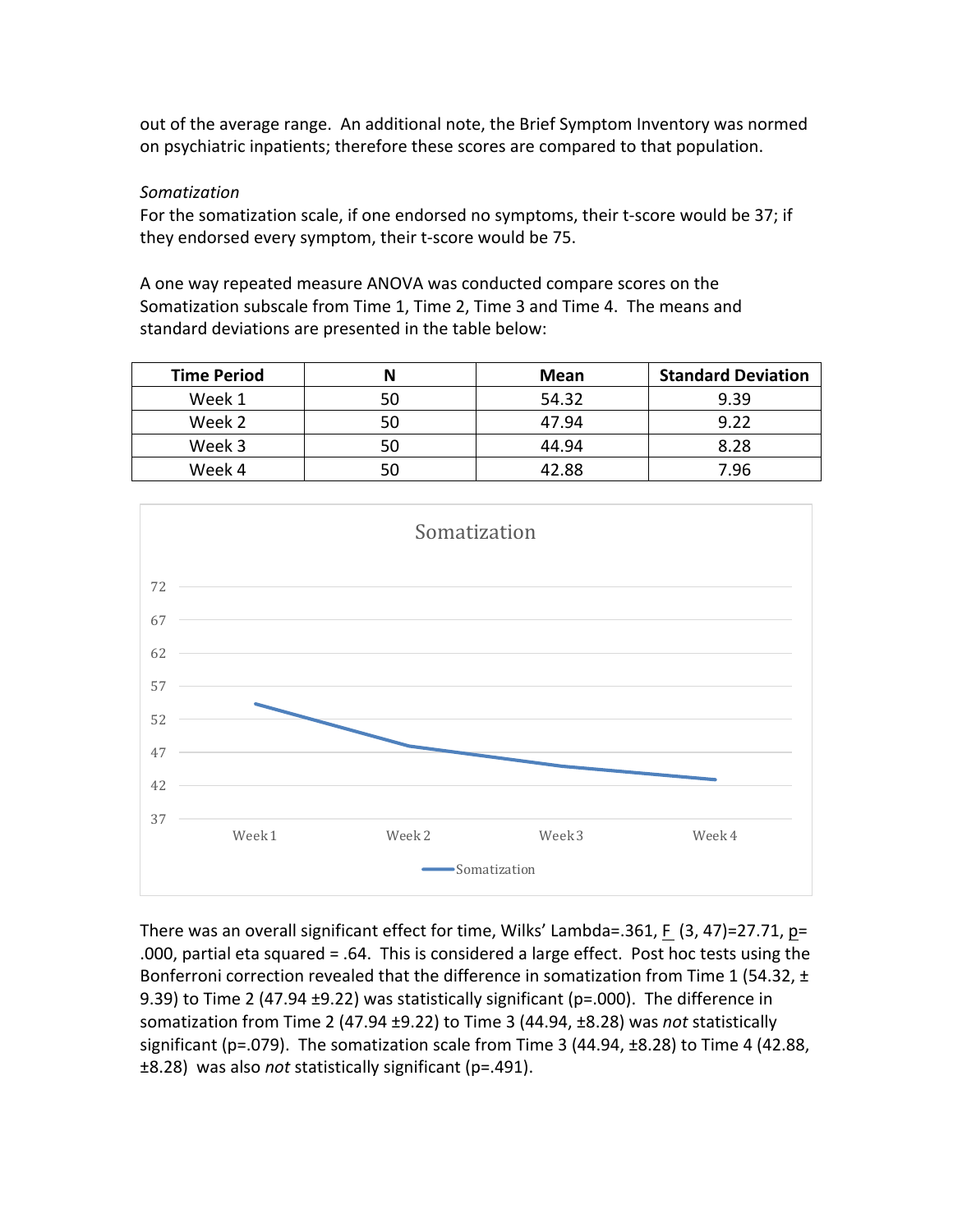out of the average range. An additional note, the Brief Symptom Inventory was normed on psychiatric inpatients; therefore these scores are compared to that population.

*Somatization*

For the somatization scale, if one endorsed no symptoms, their t-score would be 37; if they endorsed every symptom, their t-score would be 75.

A one way repeated measure ANOVA was conducted compare scores on the Somatization subscale from Time 1, Time 2, Time 3 and Time 4. The means and standard deviations are presented in the table below:

| Time Period | N | Mean | Standard Deviation |
|---|---|---|---|
| Week 1 | 50 | 54.32 | 9.39 |
| Week 2 | 50 | 47.94 | 9.22 |
| Week 3 | 50 | 44.94 | 8.28 |
| Week 4 | 50 | 42.88 | 7.96 |

There was an overall significant effect for time, Wilks' Lambda=.361, $F$ (3, 47)=27.71, $p$= .000, partial eta squared = .64. This is considered a large effect. Post hoc tests using the Bonferroni correction revealed that the difference in somatization from Time 1 (54.32, ± 9.39) to Time 2 (47.94 ±9.22) was statistically significant (p=.000). The difference in somatization from Time 2 (47.94 ±9.22) to Time 3 (44.94, ±8.28) was *not* statistically significant (p=.079). The somatization scale from Time 3 (44.94, ±8.28) to Time 4 (42.88, ±8.28) was also *not* statistically significant (p=.491).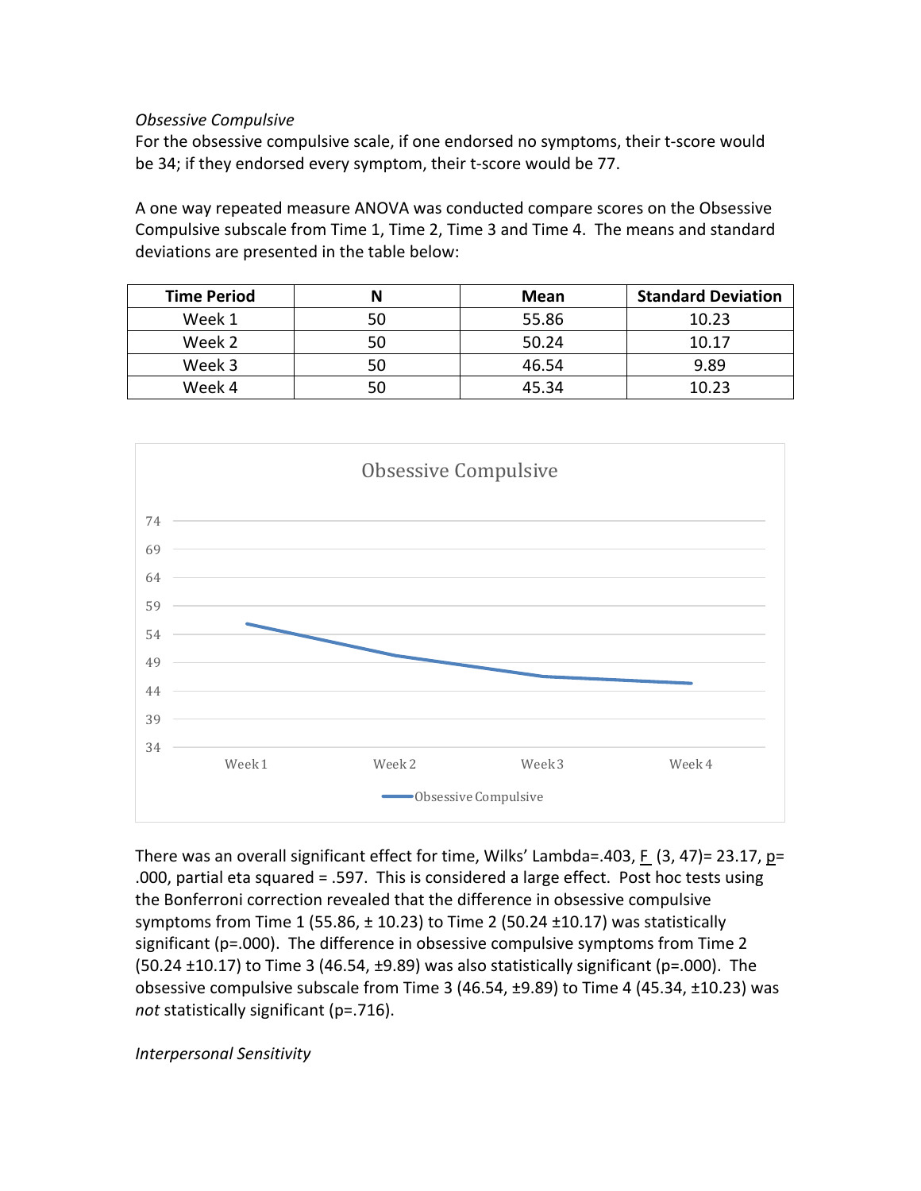*Obsessive Compulsive*

For the obsessive compulsive scale, if one endorsed no symptoms, their t-score would be 34; if they endorsed every symptom, their t-score would be 77.

A one way repeated measure ANOVA was conducted compare scores on the Obsessive Compulsive subscale from Time 1, Time 2, Time 3 and Time 4. The means and standard deviations are presented in the table below:

| Time Period | N | Mean | Standard Deviation |
|---|---|---|---|
| Week 1 | 50 | 55.86 | 10.23 |
| Week 2 | 50 | 50.24 | 10.17 |
| Week 3 | 50 | 46.54 | 9.89 |
| Week 4 | 50 | 45.34 | 10.23 |

There was an overall significant effect for time, Wilks' Lambda=.403, $F$ (3, 47)= 23.17, $p$= .000, partial eta squared = .597. This is considered a large effect. Post hoc tests using the Bonferroni correction revealed that the difference in obsessive compulsive symptoms from Time 1 (55.86, ± 10.23) to Time 2 (50.24 ±10.17) was statistically significant (p=.000). The difference in obsessive compulsive symptoms from Time 2 (50.24 ±10.17) to Time 3 (46.54, ±9.89) was also statistically significant (p=.000). The obsessive compulsive subscale from Time 3 (46.54, ±9.89) to Time 4 (45.34, ±10.23) was *not* statistically significant (p=.716).

*Interpersonal Sensitivity*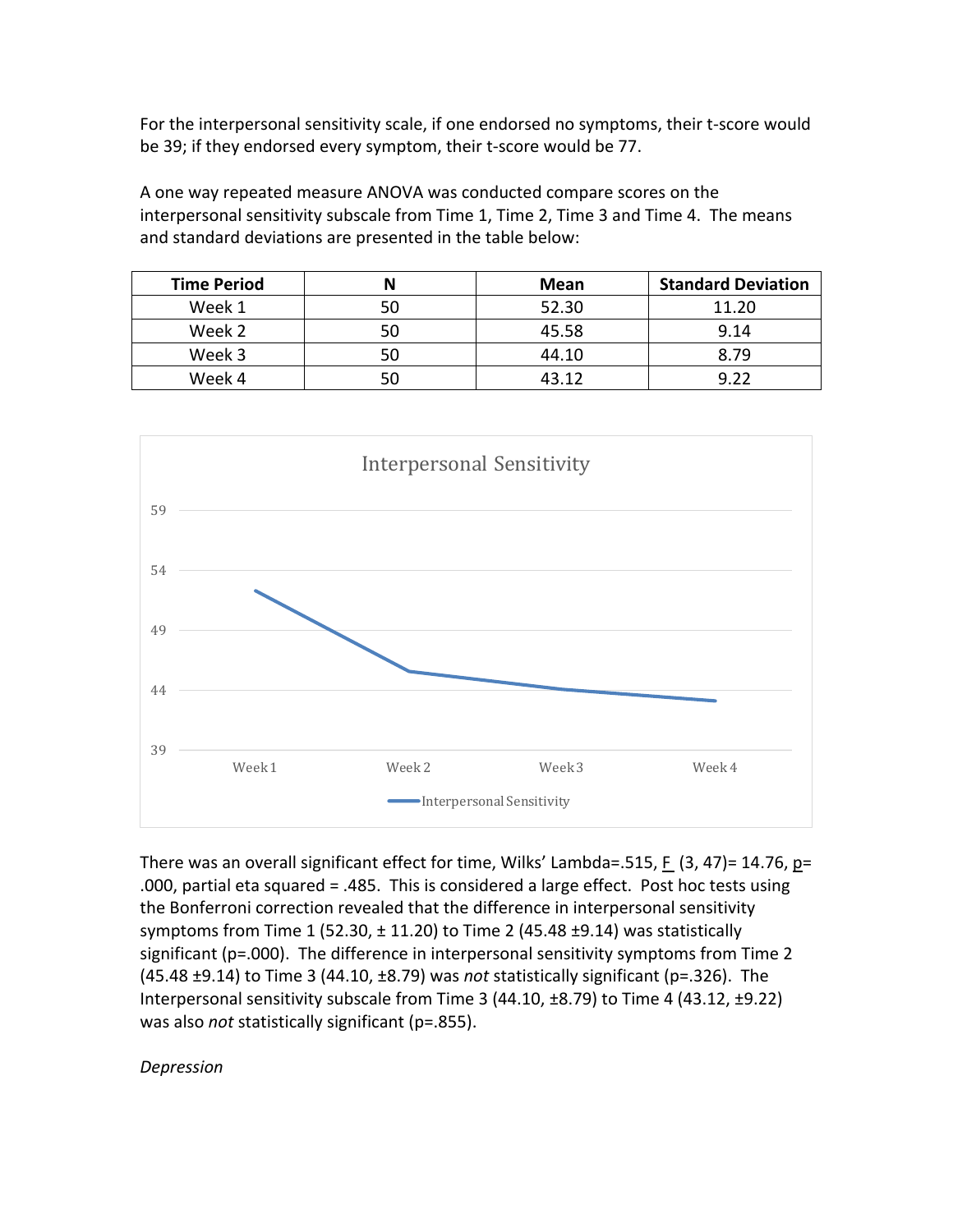For the interpersonal sensitivity scale, if one endorsed no symptoms, their t-score would be 39; if they endorsed every symptom, their t-score would be 77.

A one way repeated measure ANOVA was conducted compare scores on the interpersonal sensitivity subscale from Time 1, Time 2, Time 3 and Time 4. The means and standard deviations are presented in the table below:

| Time Period | N | Mean | Standard Deviation |
|---|---|---|---|
| Week 1 | 50 | 52.30 | 11.20 |
| Week 2 | 50 | 45.58 | 9.14 |
| Week 3 | 50 | 44.10 | 8.79 |
| Week 4 | 50 | 43.12 | 9.22 |

There was an overall significant effect for time, Wilks' Lambda=.515, $F$ (3, 47)= 14.76, $p$= .000, partial eta squared = .485. This is considered a large effect. Post hoc tests using the Bonferroni correction revealed that the difference in interpersonal sensitivity symptoms from Time 1 (52.30, ± 11.20) to Time 2 (45.48 ±9.14) was statistically significant (p=.000). The difference in interpersonal sensitivity symptoms from Time 2 (45.48 ±9.14) to Time 3 (44.10, ±8.79) was *not* statistically significant (p=.326). The Interpersonal sensitivity subscale from Time 3 (44.10, ±8.79) to Time 4 (43.12, ±9.22) was also *not* statistically significant (p=.855).

*Depression*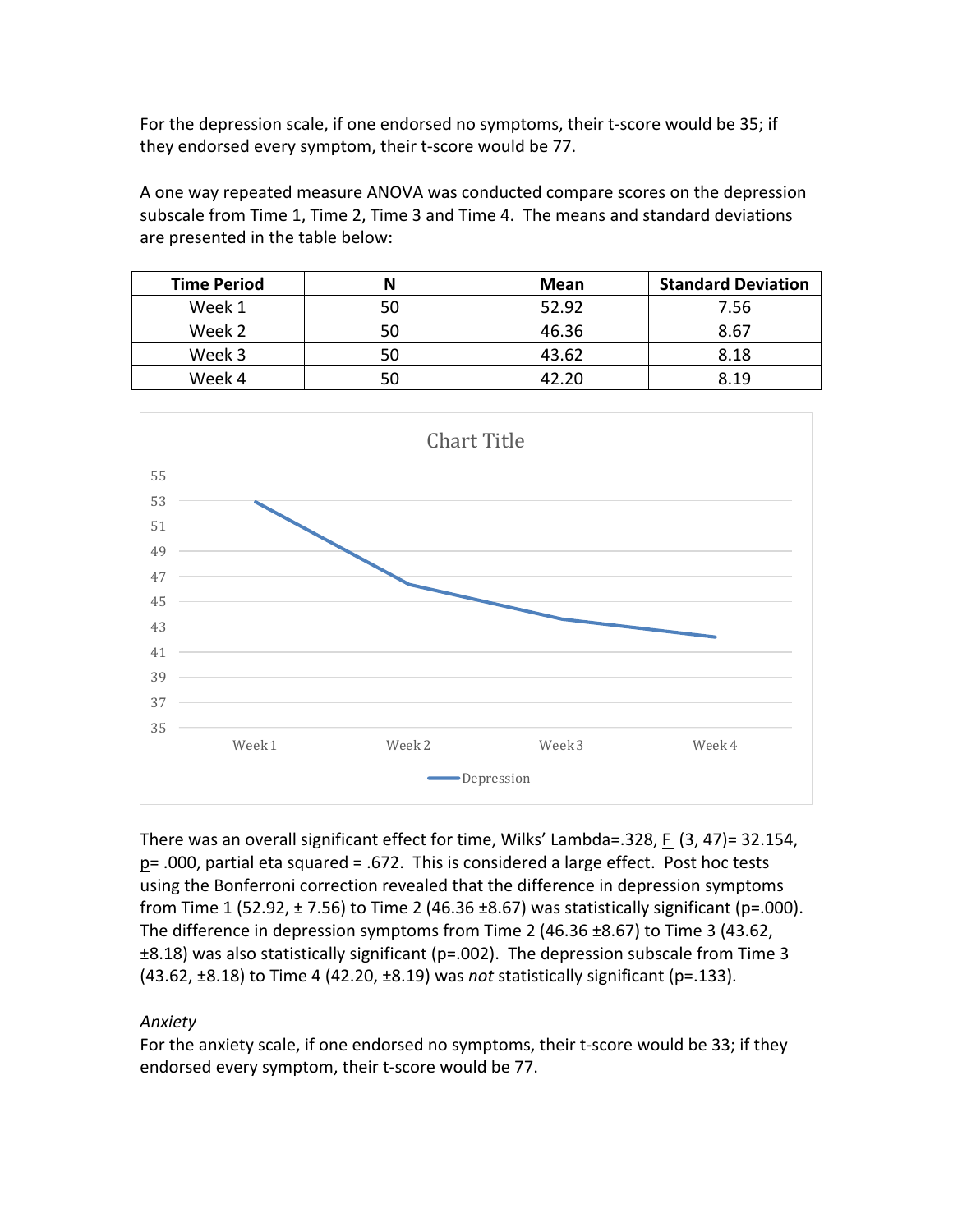For the depression scale, if one endorsed no symptoms, their t-score would be 35; if they endorsed every symptom, their t-score would be 77.

A one way repeated measure ANOVA was conducted compare scores on the depression subscale from Time 1, Time 2, Time 3 and Time 4. The means and standard deviations are presented in the table below:

| Time Period | N | Mean | Standard Deviation |
|---|---|---|---|
| Week 1 | 50 | 52.92 | 7.56 |
| Week 2 | 50 | 46.36 | 8.67 |
| Week 3 | 50 | 43.62 | 8.18 |
| Week 4 | 50 | 42.20 | 8.19 |

There was an overall significant effect for time, Wilks' Lambda=.328, $F$ (3, 47)= 32.154, $p$= .000, partial eta squared = .672. This is considered a large effect. Post hoc tests using the Bonferroni correction revealed that the difference in depression symptoms from Time 1 (52.92, ± 7.56) to Time 2 (46.36 ±8.67) was statistically significant (p=.000). The difference in depression symptoms from Time 2 (46.36 ±8.67) to Time 3 (43.62, ±8.18) was also statistically significant (p=.002). The depression subscale from Time 3 (43.62, ±8.18) to Time 4 (42.20, ±8.19) was *not* statistically significant (p=.133).

*Anxiety*

For the anxiety scale, if one endorsed no symptoms, their t-score would be 33; if they endorsed every symptom, their t-score would be 77.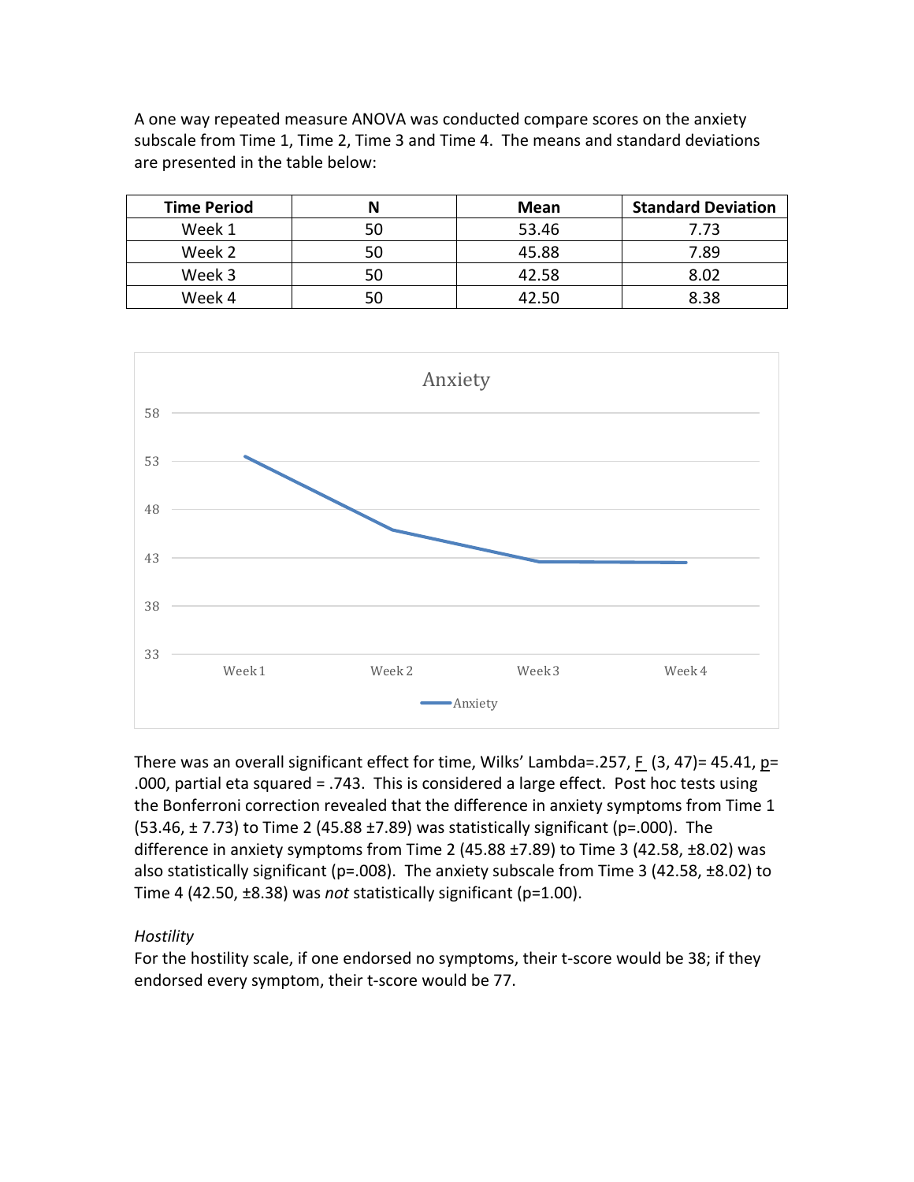A one way repeated measure ANOVA was conducted compare scores on the anxiety subscale from Time 1, Time 2, Time 3 and Time 4. The means and standard deviations are presented in the table below:

| Time Period | N | Mean | Standard Deviation |
|---|---|---|---|
| Week 1 | 50 | 53.46 | 7.73 |
| Week 2 | 50 | 45.88 | 7.89 |
| Week 3 | 50 | 42.58 | 8.02 |
| Week 4 | 50 | 42.50 | 8.38 |

There was an overall significant effect for time, Wilks' Lambda=.257, $F$ (3, 47)= 45.41, $p$= .000, partial eta squared = .743. This is considered a large effect. Post hoc tests using the Bonferroni correction revealed that the difference in anxiety symptoms from Time 1 (53.46, ± 7.73) to Time 2 (45.88 ±7.89) was statistically significant (p=.000). The difference in anxiety symptoms from Time 2 (45.88 ±7.89) to Time 3 (42.58, ±8.02) was also statistically significant (p=.008). The anxiety subscale from Time 3 (42.58, ±8.02) to Time 4 (42.50, ±8.38) was *not* statistically significant (p=1.00).

*Hostility*

For the hostility scale, if one endorsed no symptoms, their t-score would be 38; if they endorsed every symptom, their t-score would be 77.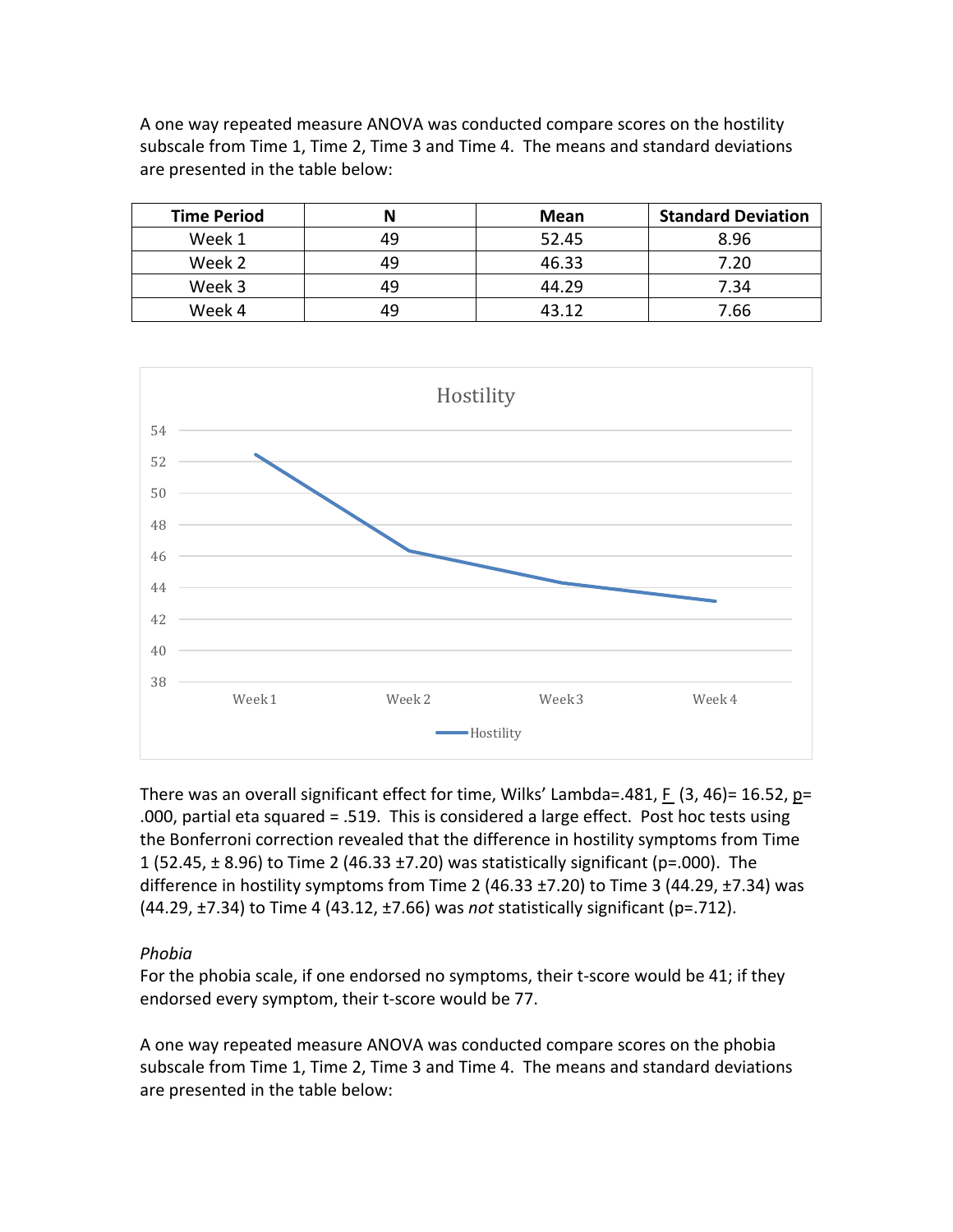A one way repeated measure ANOVA was conducted compare scores on the hostility subscale from Time 1, Time 2, Time 3 and Time 4. The means and standard deviations are presented in the table below:

| Time Period | N | Mean | Standard Deviation |
|---|---|---|---|
| Week 1 | 49 | 52.45 | 8.96 |
| Week 2 | 49 | 46.33 | 7.20 |
| Week 3 | 49 | 44.29 | 7.34 |
| Week 4 | 49 | 43.12 | 7.66 |

There was an overall significant effect for time, Wilks' Lambda=.481, $F$ (3, 46)= 16.52, $p$= .000, partial eta squared = .519. This is considered a large effect. Post hoc tests using the Bonferroni correction revealed that the difference in hostility symptoms from Time 1 (52.45, ± 8.96) to Time 2 (46.33 ±7.20) was statistically significant (p=.000). The difference in hostility symptoms from Time 2 (46.33 ±7.20) to Time 3 (44.29, ±7.34) was (44.29, ±7.34) to Time 4 (43.12, ±7.66) was *not* statistically significant (p=.712).

*Phobia*

For the phobia scale, if one endorsed no symptoms, their t-score would be 41; if they endorsed every symptom, their t-score would be 77.

A one way repeated measure ANOVA was conducted compare scores on the phobia subscale from Time 1, Time 2, Time 3 and Time 4. The means and standard deviations are presented in the table below: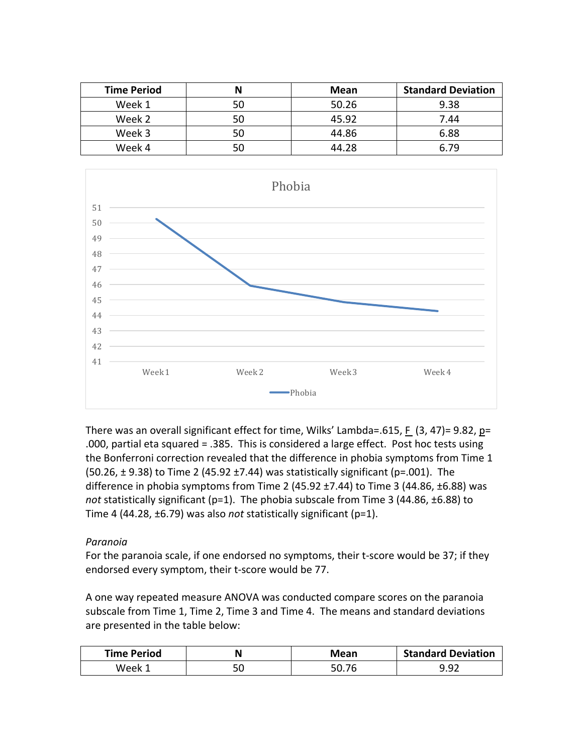| Time Period | N | Mean | Standard Deviation |
|---|---|---|---|
| Week 1 | 50 | 50.26 | 9.38 |
| Week 2 | 50 | 45.92 | 7.44 |
| Week 3 | 50 | 44.86 | 6.88 |
| Week 4 | 50 | 44.28 | 6.79 |

There was an overall significant effect for time, Wilks' Lambda=.615, F (3, 47)= 9.82, p= .000, partial eta squared = .385. This is considered a large effect. Post hoc tests using the Bonferroni correction revealed that the difference in phobia symptoms from Time 1 (50.26, ± 9.38) to Time 2 (45.92 ±7.44) was statistically significant (p=.001). The difference in phobia symptoms from Time 2 (45.92 ±7.44) to Time 3 (44.86, ±6.88) was *not* statistically significant (p=1). The phobia subscale from Time 3 (44.86, ±6.88) to Time 4 (44.28, ±6.79) was also *not* statistically significant (p=1).

*Paranoia*

For the paranoia scale, if one endorsed no symptoms, their t-score would be 37; if they endorsed every symptom, their t-score would be 77.

A one way repeated measure ANOVA was conducted compare scores on the paranoia subscale from Time 1, Time 2, Time 3 and Time 4. The means and standard deviations are presented in the table below:

| Time Period | N | Mean | Standard Deviation |
|---|---|---|---|
| Week 1 | 50 | 50.76 | 9.92 |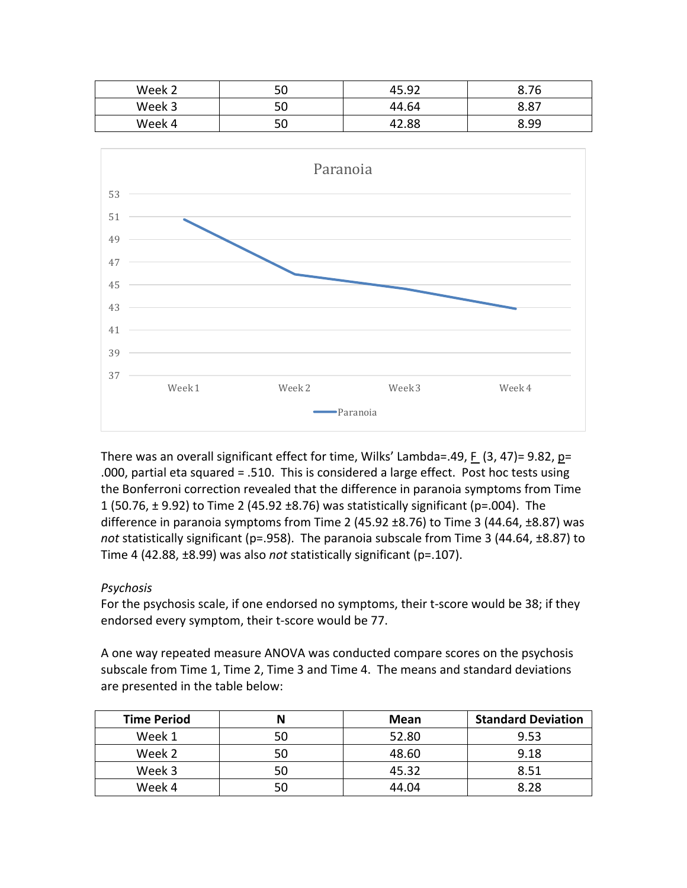| Week 2 | 50 | 45.92 | 8.76 |
|---|---|---|---|
| Week 3 | 50 | 44.64 | 8.87 |
| Week 4 | 50 | 42.88 | 8.99 |

There was an overall significant effect for time, Wilks' Lambda=.49, $F$ (3, 47)= 9.82, $p$= .000, partial eta squared = .510. This is considered a large effect. Post hoc tests using the Bonferroni correction revealed that the difference in paranoia symptoms from Time 1 (50.76, ± 9.92) to Time 2 (45.92 ±8.76) was statistically significant (p=.004). The difference in paranoia symptoms from Time 2 (45.92 ±8.76) to Time 3 (44.64, ±8.87) was *not* statistically significant (p=.958). The paranoia subscale from Time 3 (44.64, ±8.87) to Time 4 (42.88, ±8.99) was also *not* statistically significant (p=.107).

*Psychosis*

For the psychosis scale, if one endorsed no symptoms, their t-score would be 38; if they endorsed every symptom, their t-score would be 77.

A one way repeated measure ANOVA was conducted compare scores on the psychosis subscale from Time 1, Time 2, Time 3 and Time 4. The means and standard deviations are presented in the table below:

| Time Period | N | Mean | Standard Deviation |
|---|---|---|---|
| Week 1 | 50 | 52.80 | 9.53 |
| Week 2 | 50 | 48.60 | 9.18 |
| Week 3 | 50 | 45.32 | 8.51 |
| Week 4 | 50 | 44.04 | 8.28 |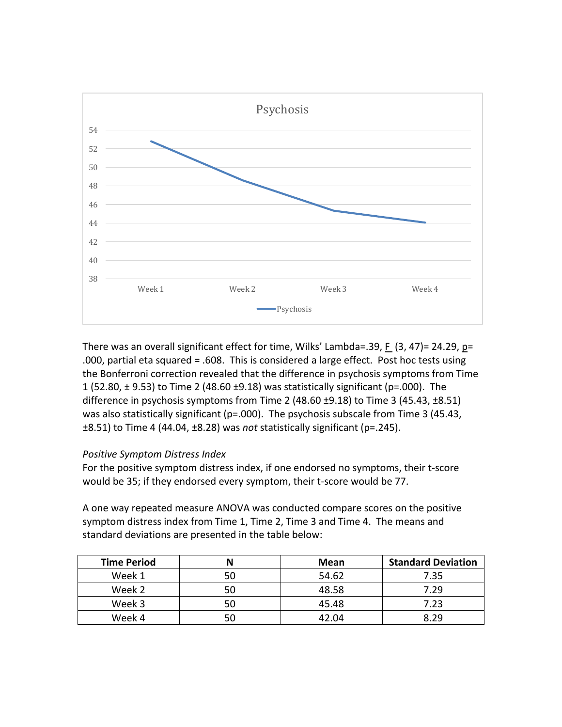There was an overall significant effect for time, Wilks' Lambda=.39, F (3, 47)= 24.29, p= .000, partial eta squared = .608. This is considered a large effect. Post hoc tests using the Bonferroni correction revealed that the difference in psychosis symptoms from Time 1 (52.80, ± 9.53) to Time 2 (48.60 ±9.18) was statistically significant (p=.000). The difference in psychosis symptoms from Time 2 (48.60 ±9.18) to Time 3 (45.43, ±8.51) was also statistically significant (p=.000). The psychosis subscale from Time 3 (45.43, ±8.51) to Time 4 (44.04, ±8.28) was *not* statistically significant (p=.245).

*Positive Symptom Distress Index*

For the positive symptom distress index, if one endorsed no symptoms, their t-score would be 35; if they endorsed every symptom, their t-score would be 77.

A one way repeated measure ANOVA was conducted compare scores on the positive symptom distress index from Time 1, Time 2, Time 3 and Time 4. The means and standard deviations are presented in the table below:

| Time Period | N | Mean | Standard Deviation |
|---|---|---|---|
| Week 1 | 50 | 54.62 | 7.35 |
| Week 2 | 50 | 48.58 | 7.29 |
| Week 3 | 50 | 45.48 | 7.23 |
| Week 4 | 50 | 42.04 | 8.29 |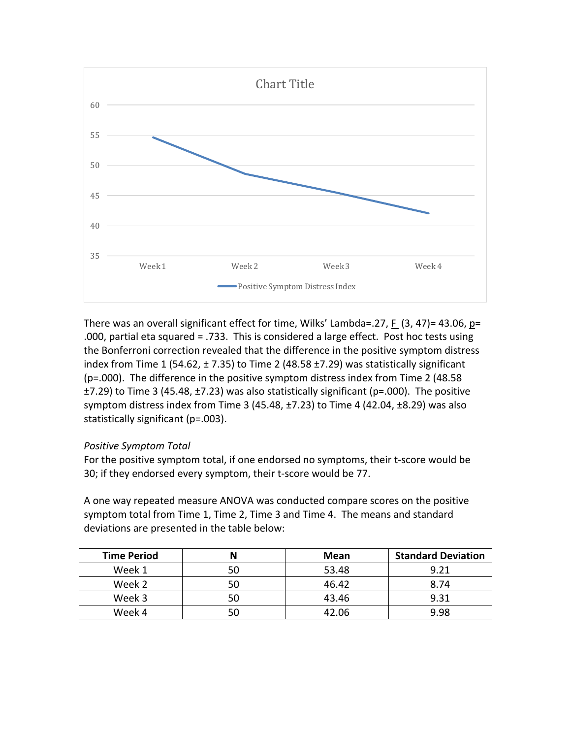There was an overall significant effect for time, Wilks' Lambda=.27, F (3, 47)= 43.06, p= .000, partial eta squared = .733. This is considered a large effect. Post hoc tests using the Bonferroni correction revealed that the difference in the positive symptom distress index from Time 1 (54.62, ± 7.35) to Time 2 (48.58 ±7.29) was statistically significant (p=.000). The difference in the positive symptom distress index from Time 2 (48.58 ±7.29) to Time 3 (45.48, ±7.23) was also statistically significant (p=.000). The positive symptom distress index from Time 3 (45.48, ±7.23) to Time 4 (42.04, ±8.29) was also statistically significant (p=.003).

*Positive Symptom Total*

For the positive symptom total, if one endorsed no symptoms, their t-score would be 30; if they endorsed every symptom, their t-score would be 77.

A one way repeated measure ANOVA was conducted compare scores on the positive symptom total from Time 1, Time 2, Time 3 and Time 4. The means and standard deviations are presented in the table below:

| Time Period | N | Mean | Standard Deviation |
|---|---|---|---|
| Week 1 | 50 | 53.48 | 9.21 |
| Week 2 | 50 | 46.42 | 8.74 |
| Week 3 | 50 | 43.46 | 9.31 |
| Week 4 | 50 | 42.06 | 9.98 |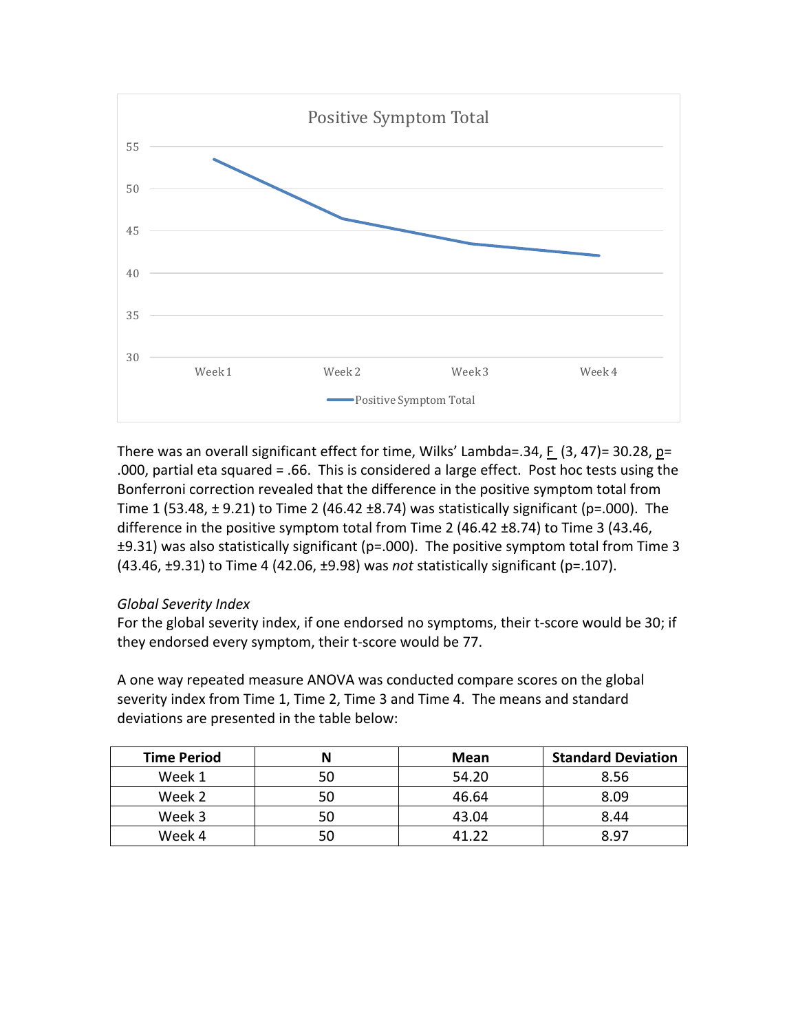There was an overall significant effect for time, Wilks' Lambda=.34, $F$ (3, 47)= 30.28, $p$= .000, partial eta squared = .66. This is considered a large effect. Post hoc tests using the Bonferroni correction revealed that the difference in the positive symptom total from Time 1 (53.48, ± 9.21) to Time 2 (46.42 ±8.74) was statistically significant (p=.000). The difference in the positive symptom total from Time 2 (46.42 ±8.74) to Time 3 (43.46, ±9.31) was also statistically significant (p=.000). The positive symptom total from Time 3 (43.46, ±9.31) to Time 4 (42.06, ±9.98) was *not* statistically significant (p=.107).

*Global Severity Index*

For the global severity index, if one endorsed no symptoms, their t-score would be 30; if they endorsed every symptom, their t-score would be 77.

A one way repeated measure ANOVA was conducted compare scores on the global severity index from Time 1, Time 2, Time 3 and Time 4. The means and standard deviations are presented in the table below:

| Time Period | N | Mean | Standard Deviation |
|---|---|---|---|
| Week 1 | 50 | 54.20 | 8.56 |
| Week 2 | 50 | 46.64 | 8.09 |
| Week 3 | 50 | 43.04 | 8.44 |
| Week 4 | 50 | 41.22 | 8.97 |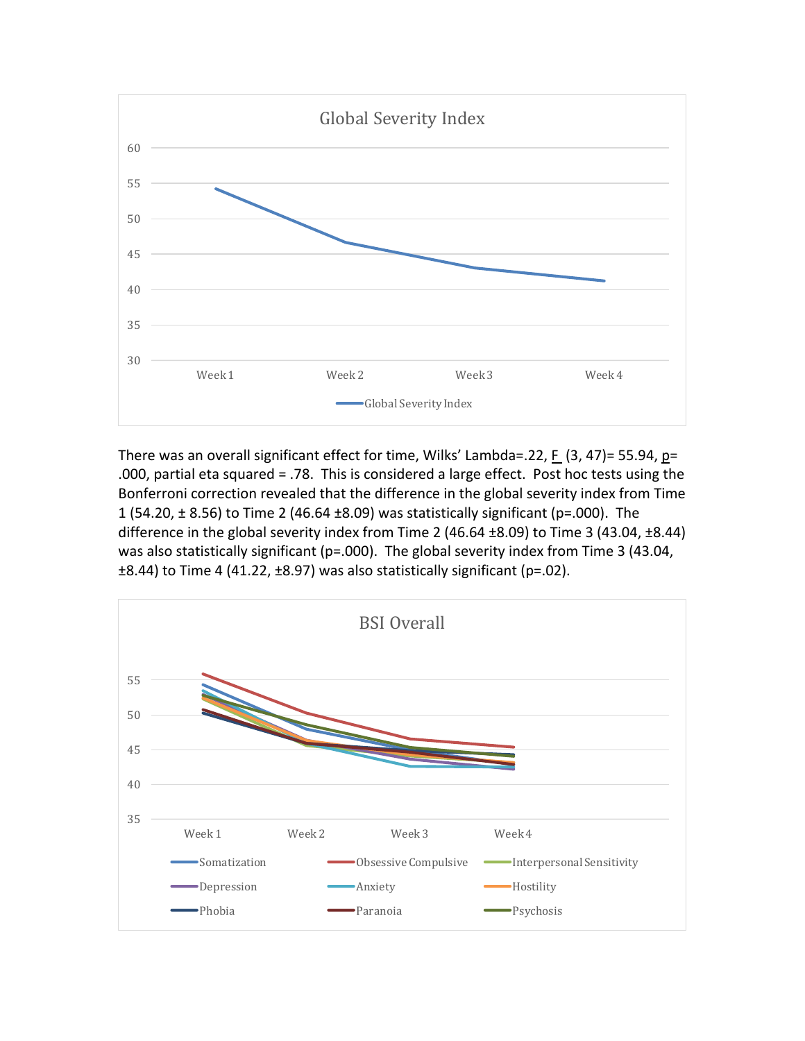There was an overall significant effect for time, Wilks' Lambda=.22, $F$ (3, 47)= 55.94, $p$= .000, partial eta squared = .78. This is considered a large effect. Post hoc tests using the Bonferroni correction revealed that the difference in the global severity index from Time 1 (54.20, ± 8.56) to Time 2 (46.64 ±8.09) was statistically significant (p=.000). The difference in the global severity index from Time 2 (46.64 ±8.09) to Time 3 (43.04, ±8.44) was also statistically significant (p=.000). The global severity index from Time 3 (43.04, ±8.44) to Time 4 (41.22, ±8.97) was also statistically significant (p=.02).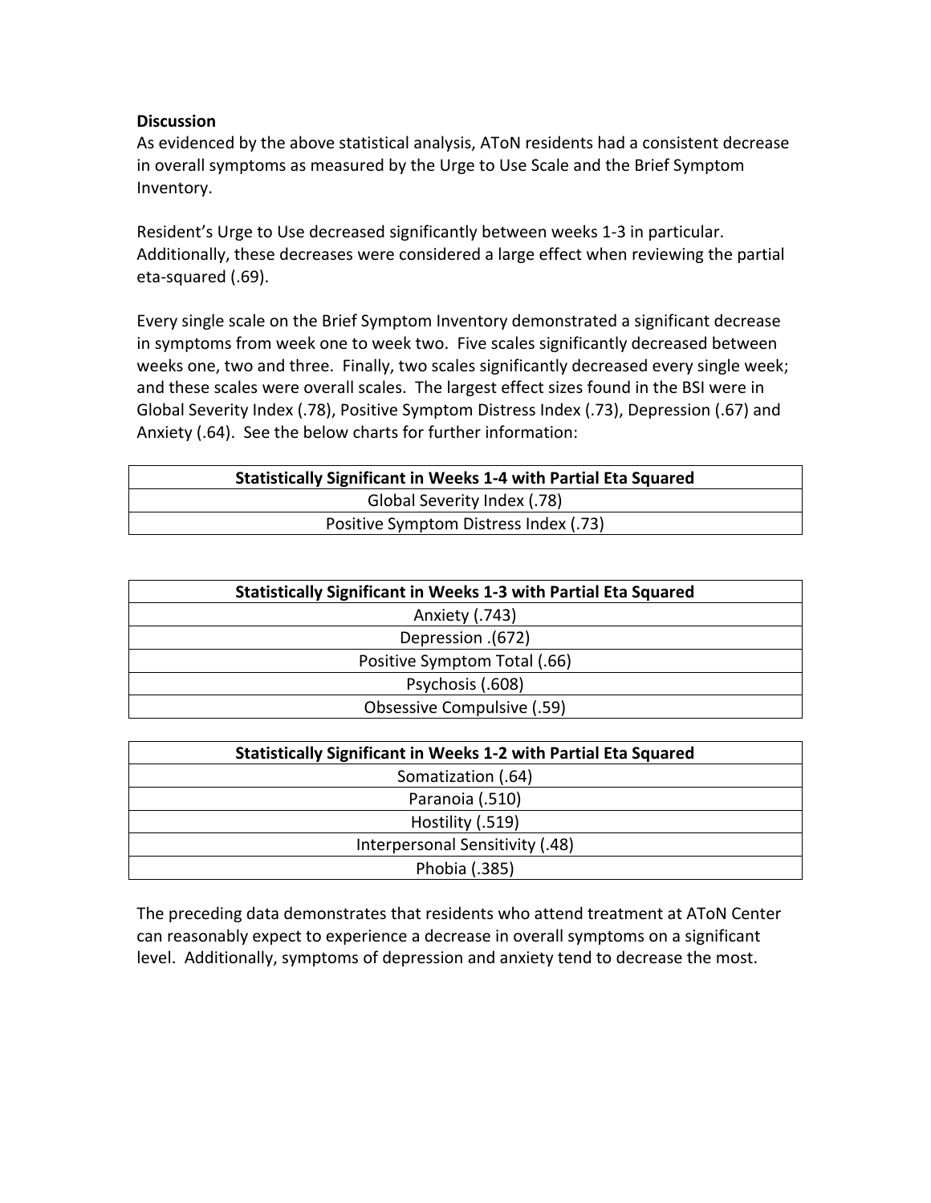**Discussion**

As evidenced by the above statistical analysis, AToN residents had a consistent decrease in overall symptoms as measured by the Urge to Use Scale and the Brief Symptom Inventory.

Resident's Urge to Use decreased significantly between weeks 1-3 in particular. Additionally, these decreases were considered a large effect when reviewing the partial eta-squared (.69).

Every single scale on the Brief Symptom Inventory demonstrated a significant decrease in symptoms from week one to week two. Five scales significantly decreased between weeks one, two and three. Finally, two scales significantly decreased every single week; and these scales were overall scales. The largest effect sizes found in the BSI were in Global Severity Index (.78), Positive Symptom Distress Index (.73), Depression (.67) and Anxiety (.64). See the below charts for further information:

| **Statistically Significant in Weeks 1-4 with Partial Eta Squared** |
|---|
| Global Severity Index (.78) |
| Positive Symptom Distress Index (.73) |

| **Statistically Significant in Weeks 1-3 with Partial Eta Squared** |
|---|
| Anxiety (.743) |
| Depression .(672) |
| Positive Symptom Total (.66) |
| Psychosis (.608) |
| Obsessive Compulsive (.59) |

| **Statistically Significant in Weeks 1-2 with Partial Eta Squared** |
|---|
| Somatization (.64) |
| Paranoia (.510) |
| Hostility (.519) |
| Interpersonal Sensitivity (.48) |
| Phobia (.385) |

The preceding data demonstrates that residents who attend treatment at AToN Center can reasonably expect to experience a decrease in overall symptoms on a significant level. Additionally, symptoms of depression and anxiety tend to decrease the most.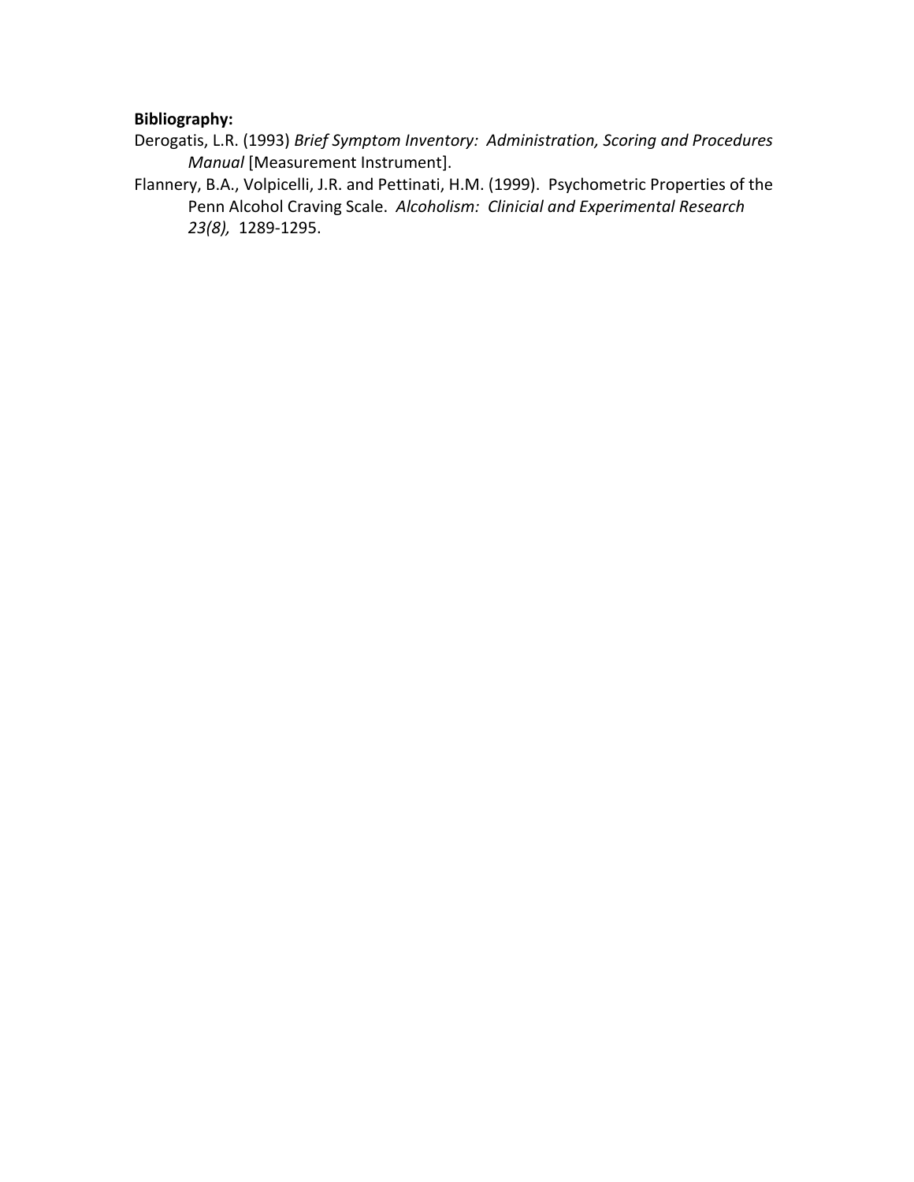**Bibliography:**

Derogatis, L.R. (1993) *Brief Symptom Inventory: Administration, Scoring and Procedures Manual* [Measurement Instrument].

Flannery, B.A., Volpicelli, J.R. and Pettinati, H.M. (1999). Psychometric Properties of the Penn Alcohol Craving Scale. *Alcoholism: Clinicial and Experimental Research 23(8),* 1289-1295.